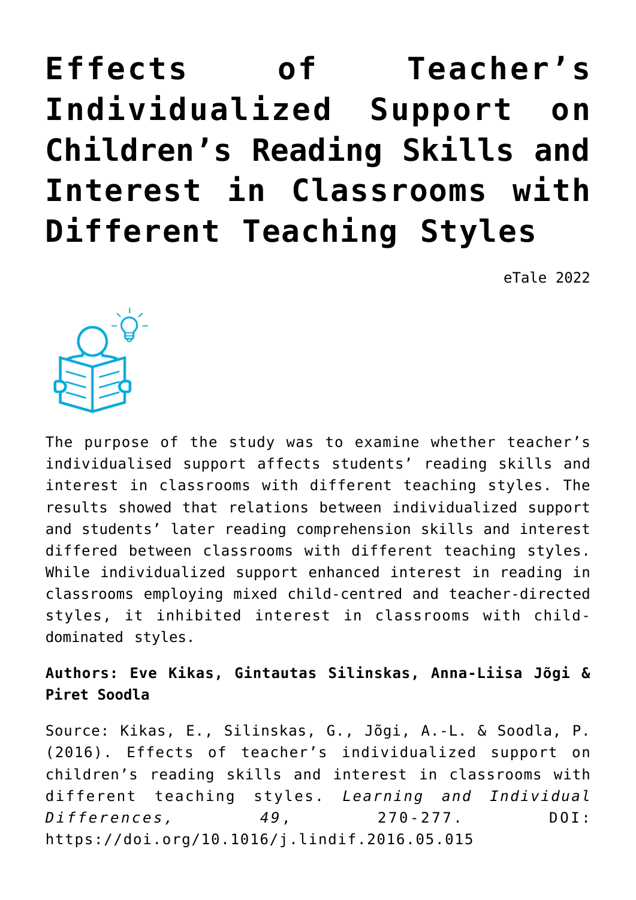# Effects of Teacher's Individualized Support on Children's Reading Skills and Interest in Classrooms with Different Teaching Styles

eTale 2022

The purpose of the study was to examine whether teacher's individualised support affects students' reading skills and interest in classrooms with different teaching styles. The results showed that relations between individualized support and students' later reading comprehension skills and interest differed between classrooms with different teaching styles. While individualized support enhanced interest in reading in classrooms employing mixed child-centred and teacher-directed styles, it inhibited interest in classrooms with child-dominated styles.

**Authors: Eve Kikas, Gintautas Silinskas, Anna-Liisa Jõgi & Piret Soodla**

Source: Kikas, E., Silinskas, G., Jõgi, A.-L. & Soodla, P. (2016). Effects of teacher's individualized support on children's reading skills and interest in classrooms with different teaching styles. *Learning and Individual Differences, 49*, 270-277. DOI: https://doi.org/10.1016/j.lindif.2016.05.015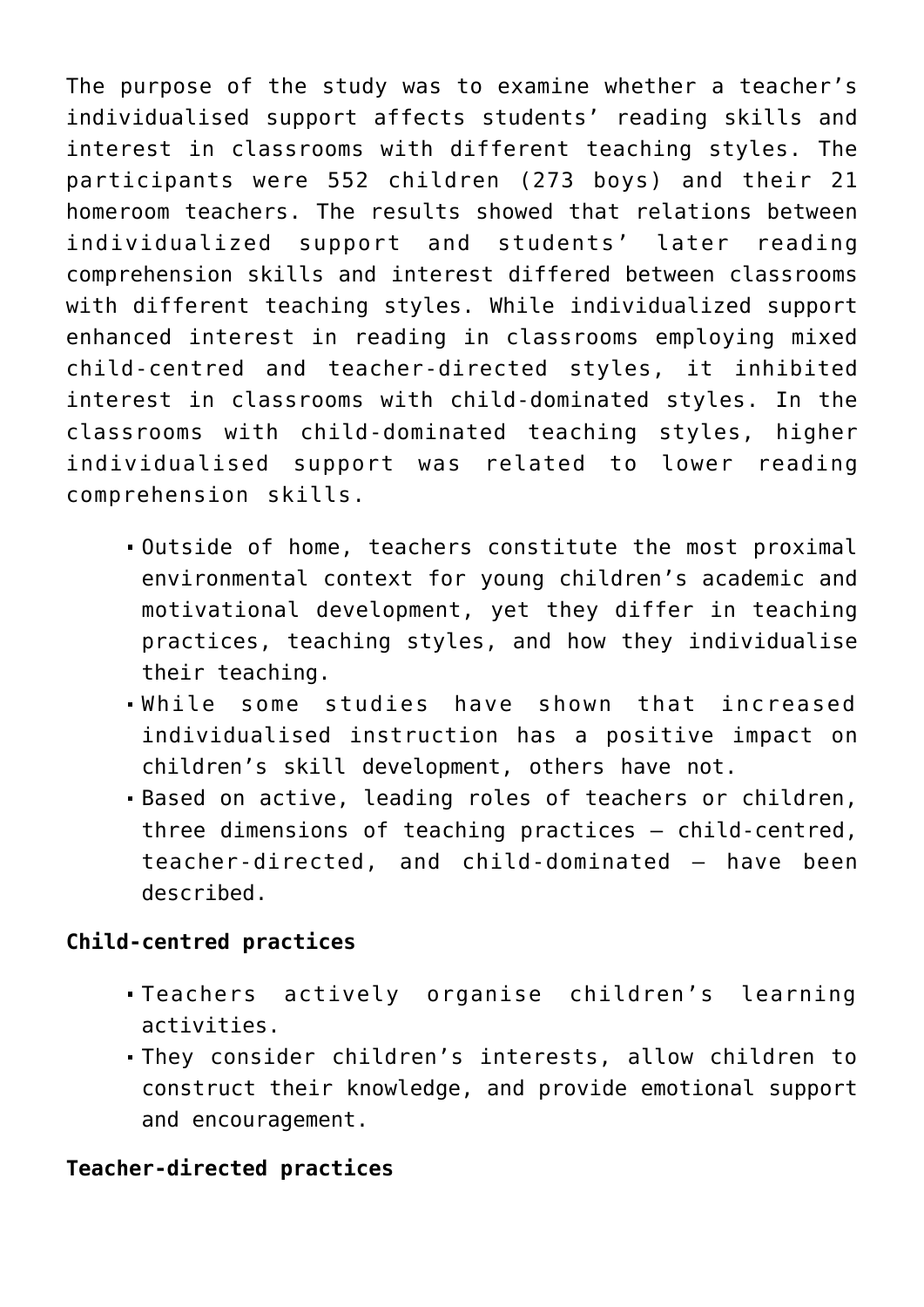The purpose of the study was to examine whether a teacher's individualised support affects students' reading skills and interest in classrooms with different teaching styles. The participants were 552 children (273 boys) and their 21 homeroom teachers. The results showed that relations between individualized support and students' later reading comprehension skills and interest differed between classrooms with different teaching styles. While individualized support enhanced interest in reading in classrooms employing mixed child-centred and teacher-directed styles, it inhibited interest in classrooms with child-dominated styles. In the classrooms with child-dominated teaching styles, higher individualised support was related to lower reading comprehension skills.

- Outside of home, teachers constitute the most proximal environmental context for young children's academic and motivational development, yet they differ in teaching practices, teaching styles, and how they individualise their teaching.
- While some studies have shown that increased individualised instruction has a positive impact on children's skill development, others have not.
- Based on active, leading roles of teachers or children, three dimensions of teaching practices – child-centred, teacher-directed, and child-dominated – have been described.

**Child-centred practices**

- Teachers actively organise children's learning activities.
- They consider children's interests, allow children to construct their knowledge, and provide emotional support and encouragement.

**Teacher-directed practices**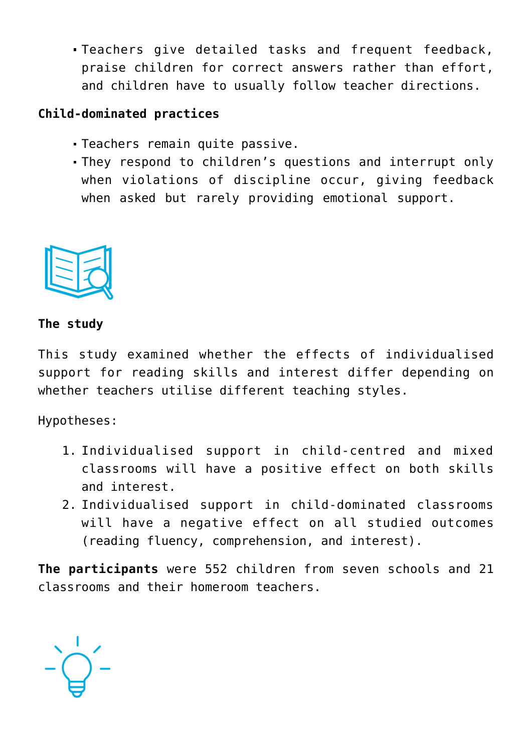- Teachers give detailed tasks and frequent feedback, praise children for correct answers rather than effort, and children have to usually follow teacher directions.

**Child-dominated practices**

- Teachers remain quite passive.
- They respond to children's questions and interrupt only when violations of discipline occur, giving feedback when asked but rarely providing emotional support.

**The study**

This study examined whether the effects of individualised support for reading skills and interest differ depending on whether teachers utilise different teaching styles.

Hypotheses:

1. Individualised support in child-centred and mixed classrooms will have a positive effect on both skills and interest.
2. Individualised support in child-dominated classrooms will have a negative effect on all studied outcomes (reading fluency, comprehension, and interest).

**The participants** were 552 children from seven schools and 21 classrooms and their homeroom teachers.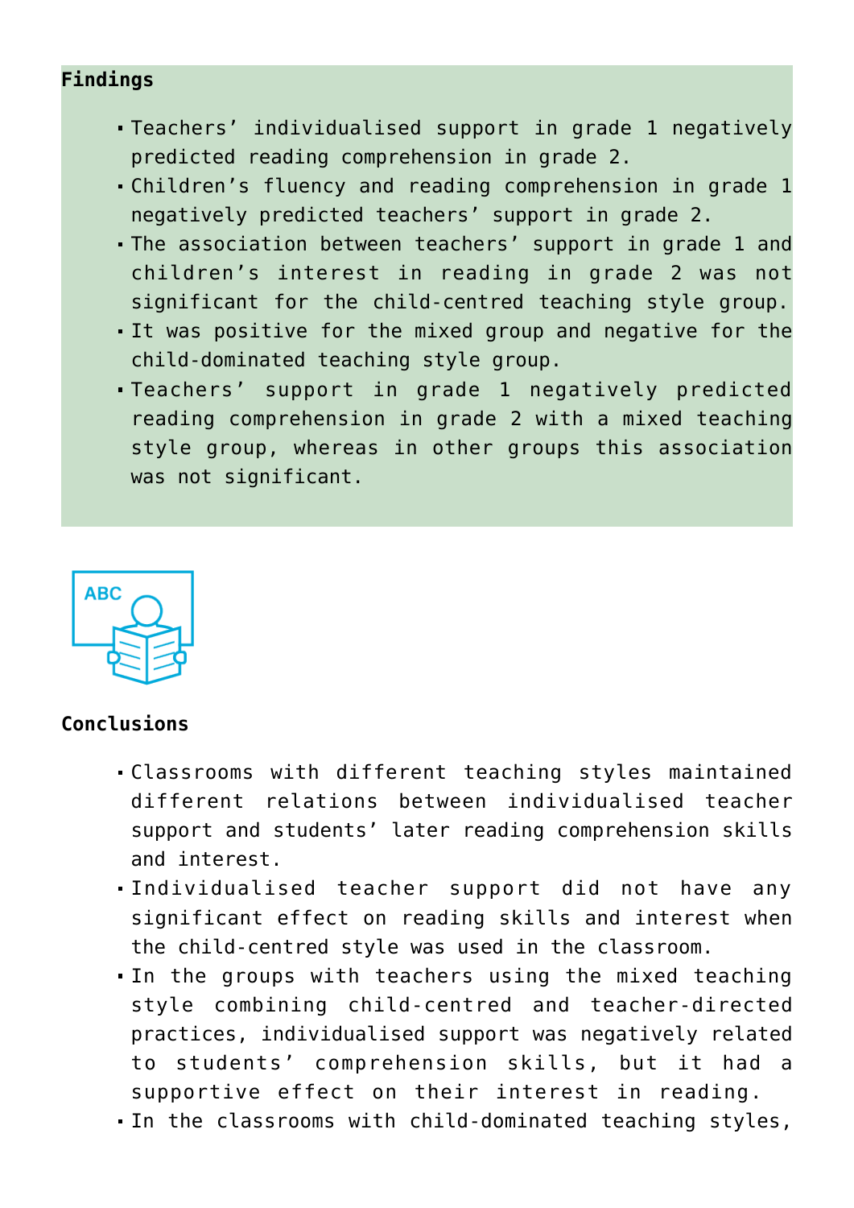**Findings**

- Teachers' individualised support in grade 1 negatively predicted reading comprehension in grade 2.
- Children's fluency and reading comprehension in grade 1 negatively predicted teachers' support in grade 2.
- The association between teachers' support in grade 1 and children's interest in reading in grade 2 was not significant for the child-centred teaching style group.
- It was positive for the mixed group and negative for the child-dominated teaching style group.
- Teachers' support in grade 1 negatively predicted reading comprehension in grade 2 with a mixed teaching style group, whereas in other groups this association was not significant.

**Conclusions**

- Classrooms with different teaching styles maintained different relations between individualised teacher support and students' later reading comprehension skills and interest.
- Individualised teacher support did not have any significant effect on reading skills and interest when the child-centred style was used in the classroom.
- In the groups with teachers using the mixed teaching style combining child-centred and teacher-directed practices, individualised support was negatively related to students' comprehension skills, but it had a supportive effect on their interest in reading.
- In the classrooms with child-dominated teaching styles,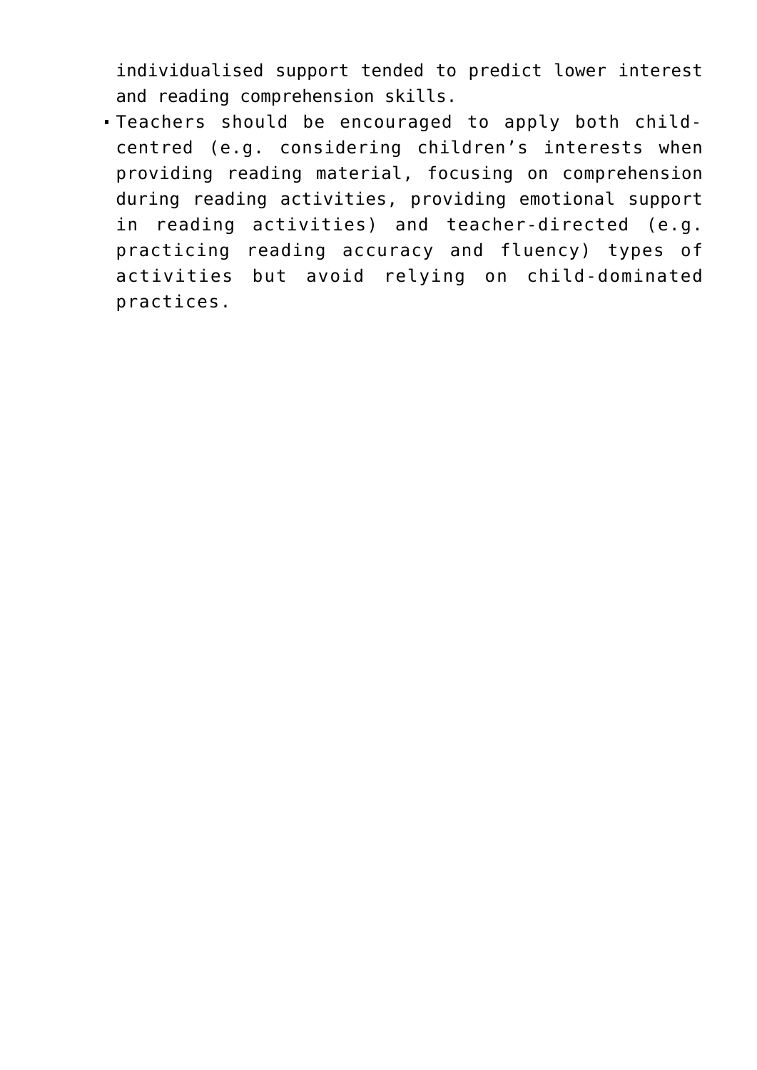individualised support tended to predict lower interest and reading comprehension skills.

- Teachers should be encouraged to apply both child-centred (e.g. considering children's interests when providing reading material, focusing on comprehension during reading activities, providing emotional support in reading activities) and teacher-directed (e.g. practicing reading accuracy and fluency) types of activities but avoid relying on child-dominated practices.